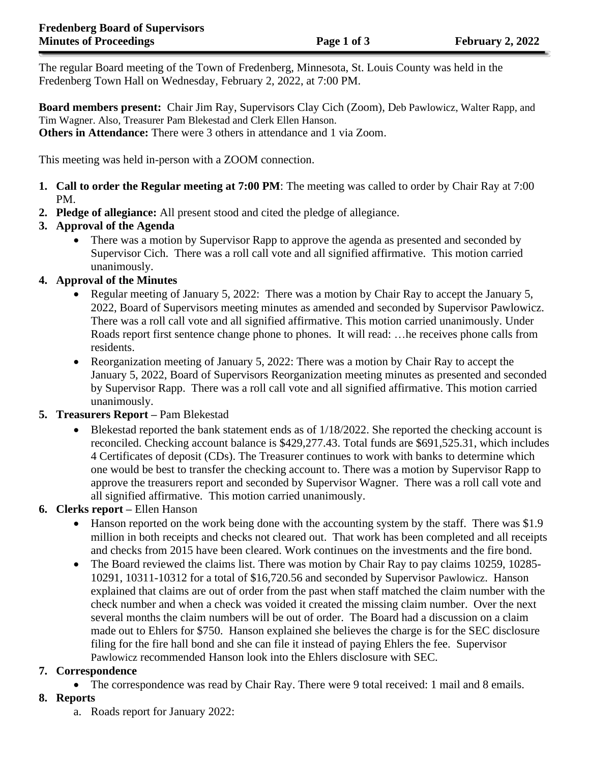The regular Board meeting of the Town of Fredenberg, Minnesota, St. Louis County was held in the Fredenberg Town Hall on Wednesday, February 2, 2022, at 7:00 PM.

**Board members present:** Chair Jim Ray, Supervisors Clay Cich (Zoom), Deb Pawlowicz, Walter Rapp, and Tim Wagner. Also, Treasurer Pam Blekestad and Clerk Ellen Hanson.
**Others in Attendance:** There were 3 others in attendance and 1 via Zoom.

This meeting was held in-person with a ZOOM connection.

1. **Call to order the Regular meeting at 7:00 PM**: The meeting was called to order by Chair Ray at 7:00 PM.
2. **Pledge of allegiance:** All present stood and cited the pledge of allegiance.
3. **Approval of the Agenda**
   - There was a motion by Supervisor Rapp to approve the agenda as presented and seconded by Supervisor Cich. There was a roll call vote and all signified affirmative. This motion carried unanimously.
4. **Approval of the Minutes**
   - Regular meeting of January 5, 2022: There was a motion by Chair Ray to accept the January 5, 2022, Board of Supervisors meeting minutes as amended and seconded by Supervisor Pawlowicz. There was a roll call vote and all signified affirmative. This motion carried unanimously. Under Roads report first sentence change phone to phones. It will read: …he receives phone calls from residents.
   - Reorganization meeting of January 5, 2022: There was a motion by Chair Ray to accept the January 5, 2022, Board of Supervisors Reorganization meeting minutes as presented and seconded by Supervisor Rapp. There was a roll call vote and all signified affirmative. This motion carried unanimously.
5. **Treasurers Report –** Pam Blekestad
   - Blekestad reported the bank statement ends as of 1/18/2022. She reported the checking account is reconciled. Checking account balance is $429,277.43. Total funds are $691,525.31, which includes 4 Certificates of deposit (CDs). The Treasurer continues to work with banks to determine which one would be best to transfer the checking account to. There was a motion by Supervisor Rapp to approve the treasurers report and seconded by Supervisor Wagner. There was a roll call vote and all signified affirmative. This motion carried unanimously.
6. **Clerks report –** Ellen Hanson
   - Hanson reported on the work being done with the accounting system by the staff. There was $1.9 million in both receipts and checks not cleared out. That work has been completed and all receipts and checks from 2015 have been cleared. Work continues on the investments and the fire bond.
   - The Board reviewed the claims list. There was motion by Chair Ray to pay claims 10259, 10285-10291, 10311-10312 for a total of $16,720.56 and seconded by Supervisor Pawlowicz. Hanson explained that claims are out of order from the past when staff matched the claim number with the check number and when a check was voided it created the missing claim number. Over the next several months the claim numbers will be out of order. The Board had a discussion on a claim made out to Ehlers for $750. Hanson explained she believes the charge is for the SEC disclosure filing for the fire hall bond and she can file it instead of paying Ehlers the fee. Supervisor Pawlowicz recommended Hanson look into the Ehlers disclosure with SEC.
7. **Correspondence**
   - The correspondence was read by Chair Ray. There were 9 total received: 1 mail and 8 emails.
8. **Reports**
   a. Roads report for January 2022: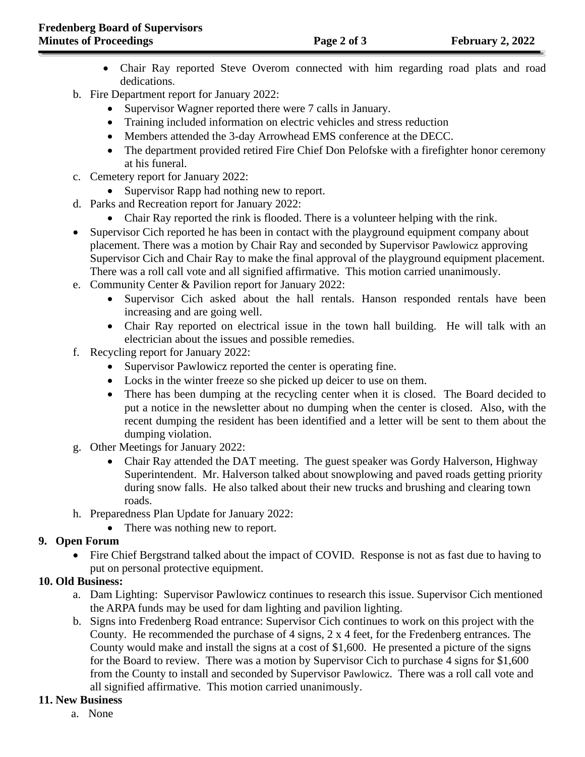- Chair Ray reported Steve Overom connected with him regarding road plats and road dedications.

b. Fire Department report for January 2022:
   - Supervisor Wagner reported there were 7 calls in January.
   - Training included information on electric vehicles and stress reduction
   - Members attended the 3-day Arrowhead EMS conference at the DECC.
   - The department provided retired Fire Chief Don Pelofske with a firefighter honor ceremony at his funeral.

c. Cemetery report for January 2022:
   - Supervisor Rapp had nothing new to report.

d. Parks and Recreation report for January 2022:
   - Chair Ray reported the rink is flooded. There is a volunteer helping with the rink.

- Supervisor Cich reported he has been in contact with the playground equipment company about placement. There was a motion by Chair Ray and seconded by Supervisor Pawlowicz approving Supervisor Cich and Chair Ray to make the final approval of the playground equipment placement. There was a roll call vote and all signified affirmative. This motion carried unanimously.

e. Community Center & Pavilion report for January 2022:
   - Supervisor Cich asked about the hall rentals. Hanson responded rentals have been increasing and are going well.
   - Chair Ray reported on electrical issue in the town hall building. He will talk with an electrician about the issues and possible remedies.

f. Recycling report for January 2022:
   - Supervisor Pawlowicz reported the center is operating fine.
   - Locks in the winter freeze so she picked up deicer to use on them.
   - There has been dumping at the recycling center when it is closed. The Board decided to put a notice in the newsletter about no dumping when the center is closed. Also, with the recent dumping the resident has been identified and a letter will be sent to them about the dumping violation.

g. Other Meetings for January 2022:
   - Chair Ray attended the DAT meeting. The guest speaker was Gordy Halverson, Highway Superintendent. Mr. Halverson talked about snowplowing and paved roads getting priority during snow falls. He also talked about their new trucks and brushing and clearing town roads.

h. Preparedness Plan Update for January 2022:
   - There was nothing new to report.

**9. Open Forum**

- Fire Chief Bergstrand talked about the impact of COVID. Response is not as fast due to having to put on personal protective equipment.

**10. Old Business:**

a. Dam Lighting: Supervisor Pawlowicz continues to research this issue. Supervisor Cich mentioned the ARPA funds may be used for dam lighting and pavilion lighting.

b. Signs into Fredenberg Road entrance: Supervisor Cich continues to work on this project with the County. He recommended the purchase of 4 signs, 2 x 4 feet, for the Fredenberg entrances. The County would make and install the signs at a cost of $1,600. He presented a picture of the signs for the Board to review. There was a motion by Supervisor Cich to purchase 4 signs for $1,600 from the County to install and seconded by Supervisor Pawlowicz. There was a roll call vote and all signified affirmative. This motion carried unanimously.

**11. New Business**

a. None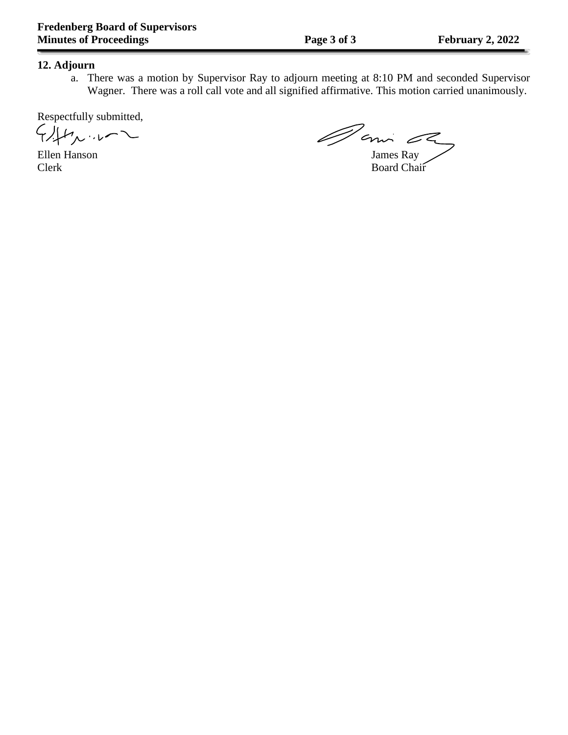## 12. Adjourn

a. There was a motion by Supervisor Ray to adjourn meeting at 8:10 PM and seconded Supervisor Wagner. There was a roll call vote and all signified affirmative. This motion carried unanimously.

Respectfully submitted,

Ellen Hanson
Clerk

James Ray
Board Chair